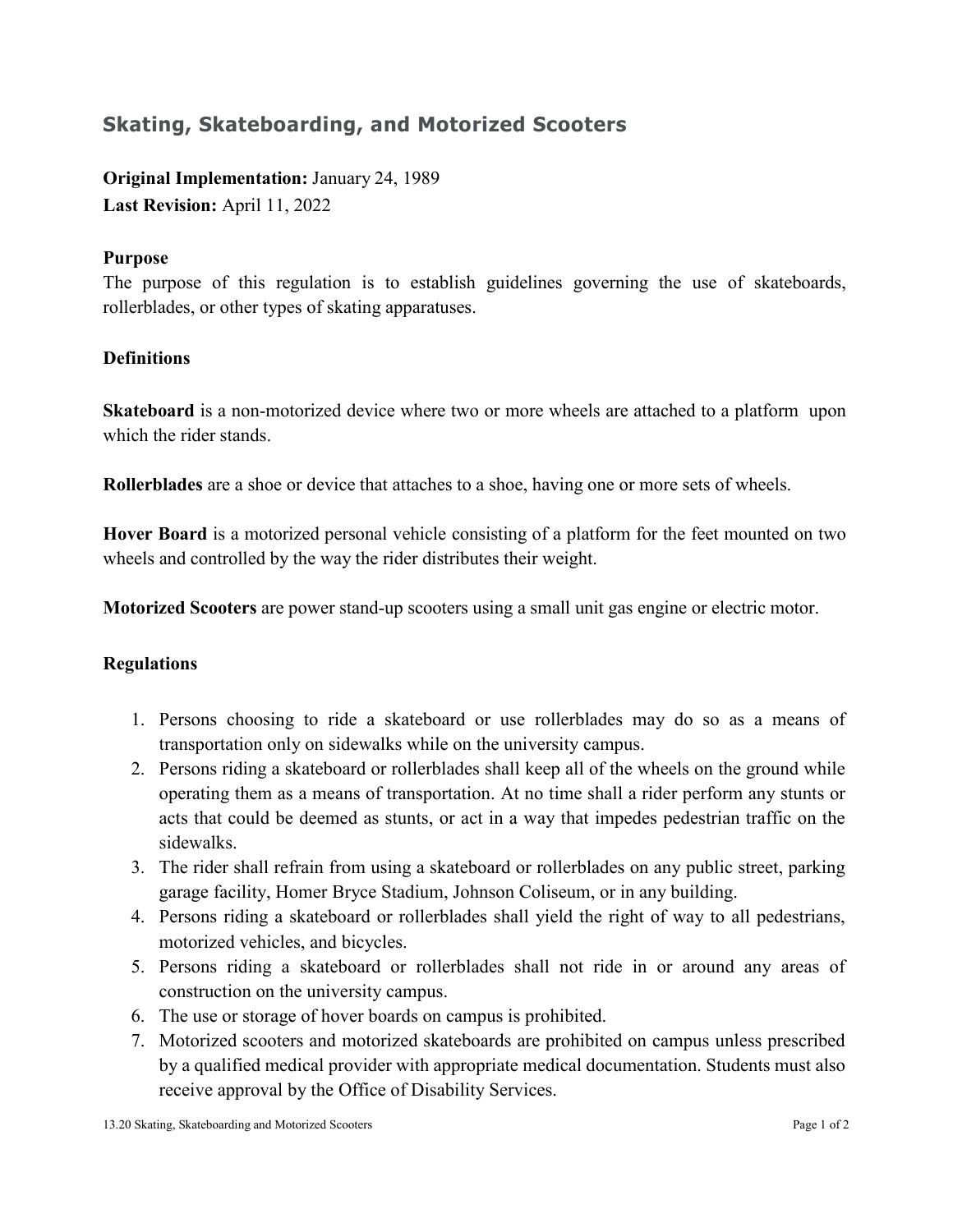## Skating, Skateboarding, and Motorized Scooters

**Original Implementation:** January 24, 1989
**Last Revision:** April 11, 2022

**Purpose**

The purpose of this regulation is to establish guidelines governing the use of skateboards, rollerblades, or other types of skating apparatuses.

**Definitions**

**Skateboard** is a non-motorized device where two or more wheels are attached to a platform upon which the rider stands.

**Rollerblades** are a shoe or device that attaches to a shoe, having one or more sets of wheels.

**Hover Board** is a motorized personal vehicle consisting of a platform for the feet mounted on two wheels and controlled by the way the rider distributes their weight.

**Motorized Scooters** are power stand-up scooters using a small unit gas engine or electric motor.

**Regulations**

1. Persons choosing to ride a skateboard or use rollerblades may do so as a means of transportation only on sidewalks while on the university campus.
2. Persons riding a skateboard or rollerblades shall keep all of the wheels on the ground while operating them as a means of transportation. At no time shall a rider perform any stunts or acts that could be deemed as stunts, or act in a way that impedes pedestrian traffic on the sidewalks.
3. The rider shall refrain from using a skateboard or rollerblades on any public street, parking garage facility, Homer Bryce Stadium, Johnson Coliseum, or in any building.
4. Persons riding a skateboard or rollerblades shall yield the right of way to all pedestrians, motorized vehicles, and bicycles.
5. Persons riding a skateboard or rollerblades shall not ride in or around any areas of construction on the university campus.
6. The use or storage of hover boards on campus is prohibited.
7. Motorized scooters and motorized skateboards are prohibited on campus unless prescribed by a qualified medical provider with appropriate medical documentation. Students must also receive approval by the Office of Disability Services.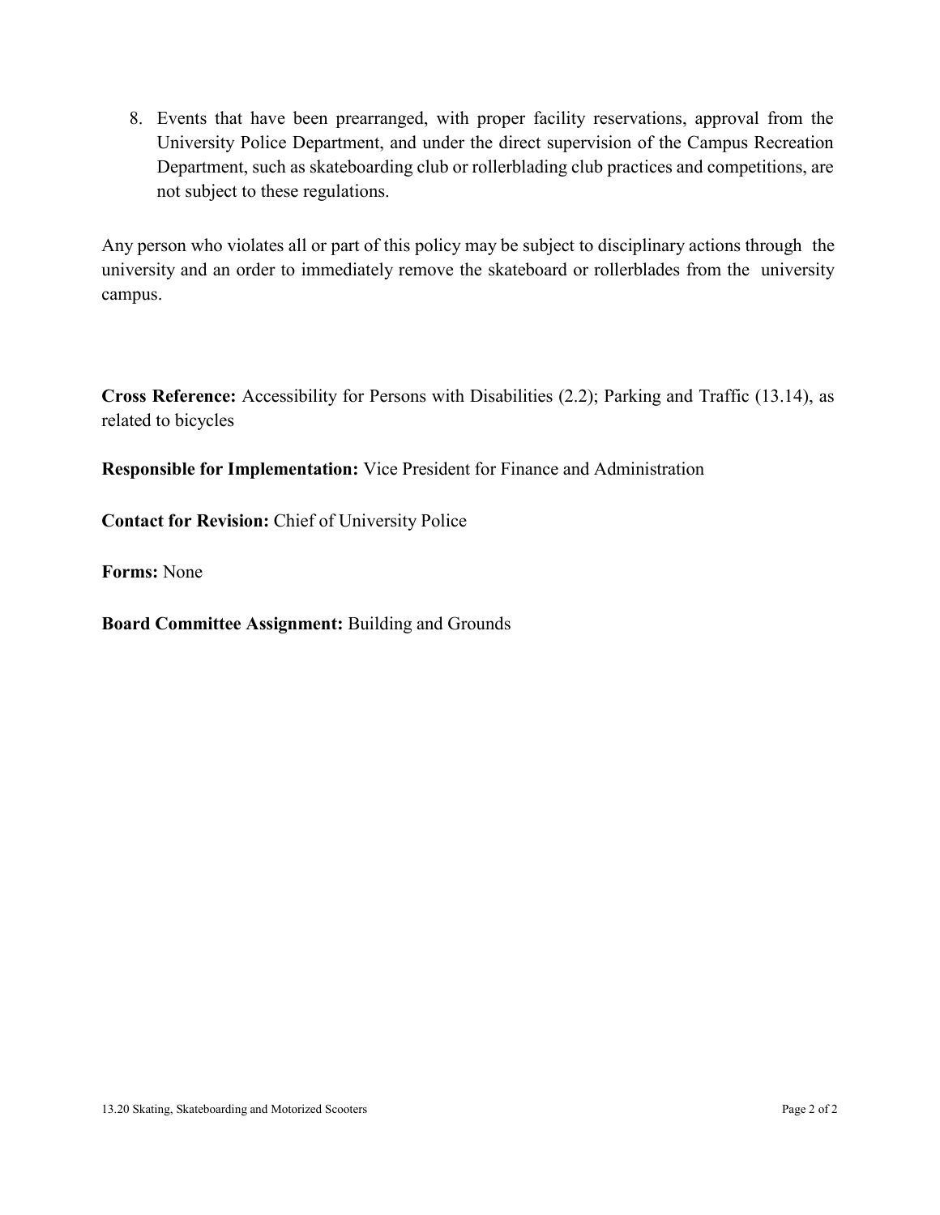8. Events that have been prearranged, with proper facility reservations, approval from the University Police Department, and under the direct supervision of the Campus Recreation Department, such as skateboarding club or rollerblading club practices and competitions, are not subject to these regulations.

Any person who violates all or part of this policy may be subject to disciplinary actions through the university and an order to immediately remove the skateboard or rollerblades from the university campus.

**Cross Reference:** Accessibility for Persons with Disabilities (2.2); Parking and Traffic (13.14), as related to bicycles

**Responsible for Implementation:** Vice President for Finance and Administration

**Contact for Revision:** Chief of University Police

**Forms:** None

**Board Committee Assignment:** Building and Grounds